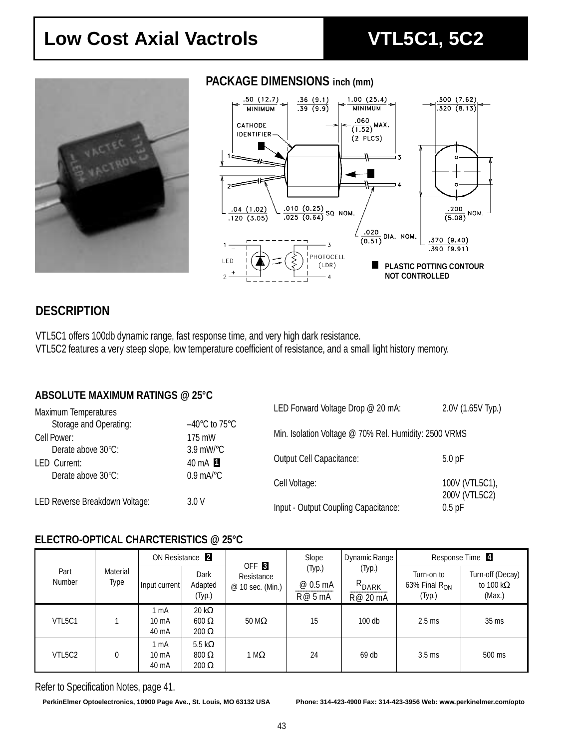# Low Cost Axial Vactrols — VTL5C1, 5C2

## PACKAGE DIMENSIONS inch (mm)

.50 (12.7) MINIMUM
.36 (9.1) / .39 (9.9)
1.00 (25.4) MINIMUM
.300 (7.62) / .320 (8.13)
CATHODE IDENTIFIER
.060 (1.52) MAX. (2 PLCS)
.04 (1.02) / .120 (3.05)
.010 (0.25) / .025 (0.64) SQ NOM.
.200 (5.08) NOM.
.020 (0.51) DIA. NOM.
.370 (9.40) / .390 (9.91)
LED — PHOTOCELL (LDR)

■ PLASTIC POTTING CONTOUR NOT CONTROLLED

## DESCRIPTION

VTL5C1 offers 100db dynamic range, fast response time, and very high dark resistance.
VTL5C2 features a very steep slope, low temperature coefficient of resistance, and a small light history memory.

### ABSOLUTE MAXIMUM RATINGS @ 25°C

| | |
|---|---|
| Maximum Temperatures | |
| Storage and Operating: | –40°C to 75°C |
| Cell Power: | 175 mW |
| Derate above 30°C: | 3.9 mW/°C |
| LED Current: | 40 mA **1** |
| Derate above 30°C: | 0.9 mA/°C |
| LED Reverse Breakdown Voltage: | 3.0 V |
| LED Forward Voltage Drop @ 20 mA: | 2.0V (1.65V Typ.) |
| Min. Isolation Voltage @ 70% Rel. Humidity: | 2500 VRMS |
| Output Cell Capacitance: | 5.0 pF |
| Cell Voltage: | 100V (VTL5C1), 200V (VTL5C2) |
| Input - Output Coupling Capacitance: | 0.5 pF |

### ELECTRO-OPTICAL CHARCTERISTICS @ 25°C

| Part Number | Material Type | ON Resistance **2** | | OFF **3** Resistance @ 10 sec. (Min.) | Slope (Typ.) | Dynamic Range (Typ.) | Response Time **4** | |
|---|---|---|---|---|---|---|---|---|
| | | Input current | Dark Adapted (Typ.) | | $\frac{R @ 0.5\ mA}{R @ 5\ mA}$ | $\frac{R_{DARK}}{R @ 20\ mA}$ | Turn-on to 63% Final $R_{ON}$ (Typ.) | Turn-off (Decay) to 100 kΩ (Max.) |
| VTL5C1 | 1 | 1 mA<br>10 mA<br>40 mA | 20 kΩ<br>600 Ω<br>200 Ω | 50 MΩ | 15 | 100 db | 2.5 ms | 35 ms |
| VTL5C2 | 0 | 1 mA<br>10 mA<br>40 mA | 5.5 kΩ<br>800 Ω<br>200 Ω | 1 MΩ | 24 | 69 db | 3.5 ms | 500 ms |

Refer to Specification Notes, page 41.

PerkinElmer Optoelectronics, 10900 Page Ave., St. Louis, MO 63132 USA    Phone: 314-423-4900 Fax: 314-423-3956 Web: www.perkinelmer.com/opto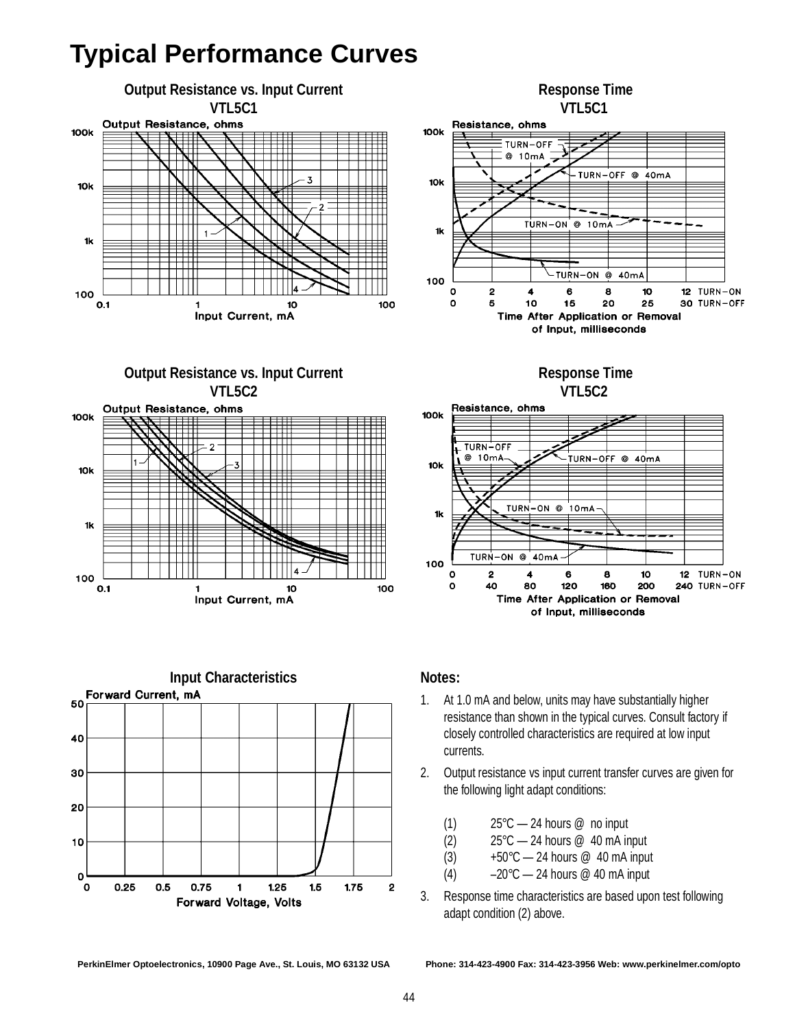# Typical Performance Curves

**Output Resistance vs. Input Current VTL5C1**

Output Resistance, ohms

100k
10k
1k
100

0.1 1 10 100

Input Current, mA

1 2 3 4

**Response Time VTL5C1**

Resistance, ohms

100k
10k
1k
100

TURN-OFF @ 10mA
TURN-OFF @ 40mA
TURN-ON @ 10mA
TURN-ON @ 40mA

0 2 4 6 8 10 12 TURN-ON
0 5 10 15 20 25 30 TURN-OFF

Time After Application or Removal of Input, milliseconds

**Output Resistance vs. Input Current VTL5C2**

Output Resistance, ohms

100k
10k
1k
100

0.1 1 10 100

Input Current, mA

1 2 3 4

**Response Time VTL5C2**

Resistance, ohms

100k
10k
1k
100

TURN-OFF @ 10mA
TURN-OFF @ 40mA
TURN-ON @ 10mA
TURN-ON @ 40mA

0 2 4 6 8 10 12 TURN-ON
0 40 80 120 160 200 240 TURN-OFF

Time After Application or Removal of Input, milliseconds

**Input Characteristics**

Forward Current, mA

50
40
30
20
10
0

0 0.25 0.5 0.75 1 1.25 1.5 1.75 2

Forward Voltage, Volts

**Notes:**

1. At 1.0 mA and below, units may have substantially higher resistance than shown in the typical curves. Consult factory if closely controlled characteristics are required at low input currents.
2. Output resistance vs input current transfer curves are given for the following light adapt conditions:

   (1) 25°C — 24 hours @ no input
   (2) 25°C — 24 hours @ 40 mA input
   (3) +50°C — 24 hours @ 40 mA input
   (4) –20°C — 24 hours @ 40 mA input

3. Response time characteristics are based upon test following adapt condition (2) above.

PerkinElmer Optoelectronics, 10900 Page Ave., St. Louis, MO 63132 USA Phone: 314-423-4900 Fax: 314-423-3956 Web: www.perkinelmer.com/opto